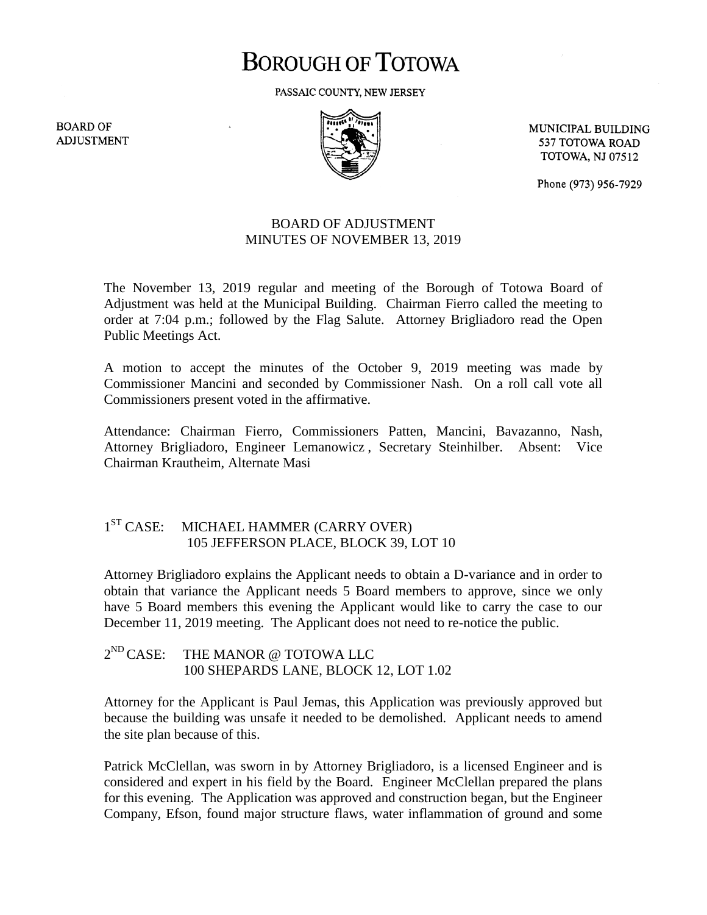# BOROUGH OF TOTOWA

PASSAIC COUNTY, NEW JERSEY

BOARD OF ADJUSTMENT

MUNICIPAL BUILDING
537 TOTOWA ROAD
TOTOWA, NJ 07512

Phone (973) 956-7929

## BOARD OF ADJUSTMENT
## MINUTES OF NOVEMBER 13, 2019

The November 13, 2019 regular and meeting of the Borough of Totowa Board of Adjustment was held at the Municipal Building. Chairman Fierro called the meeting to order at 7:04 p.m.; followed by the Flag Salute. Attorney Brigliadoro read the Open Public Meetings Act.

A motion to accept the minutes of the October 9, 2019 meeting was made by Commissioner Mancini and seconded by Commissioner Nash. On a roll call vote all Commissioners present voted in the affirmative.

Attendance: Chairman Fierro, Commissioners Patten, Mancini, Bavazanno, Nash, Attorney Brigliadoro, Engineer Lemanowicz , Secretary Steinhilber. Absent: Vice Chairman Krautheim, Alternate Masi

1ST CASE: MICHAEL HAMMER (CARRY OVER)
105 JEFFERSON PLACE, BLOCK 39, LOT 10

Attorney Brigliadoro explains the Applicant needs to obtain a D-variance and in order to obtain that variance the Applicant needs 5 Board members to approve, since we only have 5 Board members this evening the Applicant would like to carry the case to our December 11, 2019 meeting. The Applicant does not need to re-notice the public.

2ND CASE: THE MANOR @ TOTOWA LLC
100 SHEPARDS LANE, BLOCK 12, LOT 1.02

Attorney for the Applicant is Paul Jemas, this Application was previously approved but because the building was unsafe it needed to be demolished. Applicant needs to amend the site plan because of this.

Patrick McClellan, was sworn in by Attorney Brigliadoro, is a licensed Engineer and is considered and expert in his field by the Board. Engineer McClellan prepared the plans for this evening. The Application was approved and construction began, but the Engineer Company, Efson, found major structure flaws, water inflammation of ground and some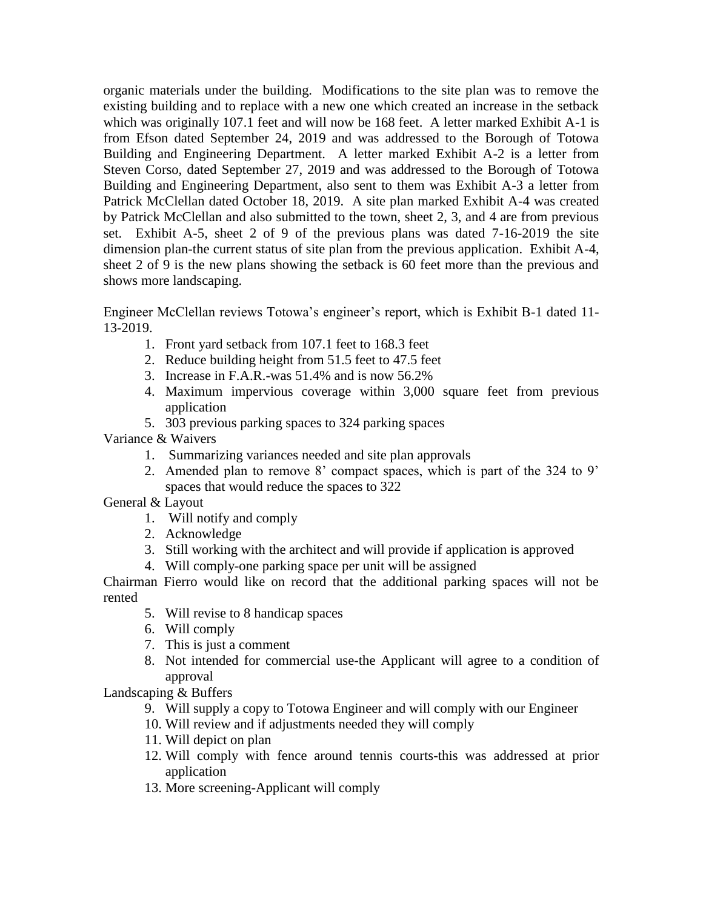organic materials under the building. Modifications to the site plan was to remove the existing building and to replace with a new one which created an increase in the setback which was originally 107.1 feet and will now be 168 feet. A letter marked Exhibit A-1 is from Efson dated September 24, 2019 and was addressed to the Borough of Totowa Building and Engineering Department. A letter marked Exhibit A-2 is a letter from Steven Corso, dated September 27, 2019 and was addressed to the Borough of Totowa Building and Engineering Department, also sent to them was Exhibit A-3 a letter from Patrick McClellan dated October 18, 2019. A site plan marked Exhibit A-4 was created by Patrick McClellan and also submitted to the town, sheet 2, 3, and 4 are from previous set. Exhibit A-5, sheet 2 of 9 of the previous plans was dated 7-16-2019 the site dimension plan-the current status of site plan from the previous application. Exhibit A-4, sheet 2 of 9 is the new plans showing the setback is 60 feet more than the previous and shows more landscaping.

Engineer McClellan reviews Totowa's engineer's report, which is Exhibit B-1 dated 11-13-2019.

1. Front yard setback from 107.1 feet to 168.3 feet
2. Reduce building height from 51.5 feet to 47.5 feet
3. Increase in F.A.R.-was 51.4% and is now 56.2%
4. Maximum impervious coverage within 3,000 square feet from previous application
5. 303 previous parking spaces to 324 parking spaces

Variance & Waivers

1. Summarizing variances needed and site plan approvals
2. Amended plan to remove 8' compact spaces, which is part of the 324 to 9' spaces that would reduce the spaces to 322

General & Layout

1. Will notify and comply
2. Acknowledge
3. Still working with the architect and will provide if application is approved
4. Will comply-one parking space per unit will be assigned

Chairman Fierro would like on record that the additional parking spaces will not be rented

5. Will revise to 8 handicap spaces
6. Will comply
7. This is just a comment
8. Not intended for commercial use-the Applicant will agree to a condition of approval

Landscaping & Buffers

9. Will supply a copy to Totowa Engineer and will comply with our Engineer
10. Will review and if adjustments needed they will comply
11. Will depict on plan
12. Will comply with fence around tennis courts-this was addressed at prior application
13. More screening-Applicant will comply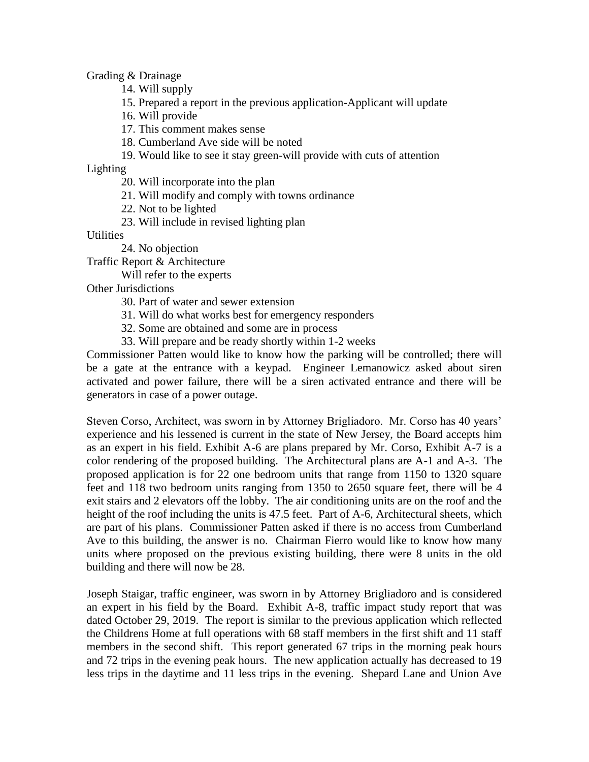Grading & Drainage

14. Will supply
15. Prepared a report in the previous application-Applicant will update
16. Will provide
17. This comment makes sense
18. Cumberland Ave side will be noted
19. Would like to see it stay green-will provide with cuts of attention

Lighting

20. Will incorporate into the plan
21. Will modify and comply with towns ordinance
22. Not to be lighted
23. Will include in revised lighting plan

Utilities

24. No objection

Traffic Report & Architecture

Will refer to the experts

Other Jurisdictions

30. Part of water and sewer extension
31. Will do what works best for emergency responders
32. Some are obtained and some are in process
33. Will prepare and be ready shortly within 1-2 weeks

Commissioner Patten would like to know how the parking will be controlled; there will be a gate at the entrance with a keypad. Engineer Lemanowicz asked about siren activated and power failure, there will be a siren activated entrance and there will be generators in case of a power outage.

Steven Corso, Architect, was sworn in by Attorney Brigliadoro. Mr. Corso has 40 years' experience and his lessened is current in the state of New Jersey, the Board accepts him as an expert in his field. Exhibit A-6 are plans prepared by Mr. Corso, Exhibit A-7 is a color rendering of the proposed building. The Architectural plans are A-1 and A-3. The proposed application is for 22 one bedroom units that range from 1150 to 1320 square feet and 118 two bedroom units ranging from 1350 to 2650 square feet, there will be 4 exit stairs and 2 elevators off the lobby. The air conditioning units are on the roof and the height of the roof including the units is 47.5 feet. Part of A-6, Architectural sheets, which are part of his plans. Commissioner Patten asked if there is no access from Cumberland Ave to this building, the answer is no. Chairman Fierro would like to know how many units where proposed on the previous existing building, there were 8 units in the old building and there will now be 28.

Joseph Staigar, traffic engineer, was sworn in by Attorney Brigliadoro and is considered an expert in his field by the Board. Exhibit A-8, traffic impact study report that was dated October 29, 2019. The report is similar to the previous application which reflected the Childrens Home at full operations with 68 staff members in the first shift and 11 staff members in the second shift. This report generated 67 trips in the morning peak hours and 72 trips in the evening peak hours. The new application actually has decreased to 19 less trips in the daytime and 11 less trips in the evening. Shepard Lane and Union Ave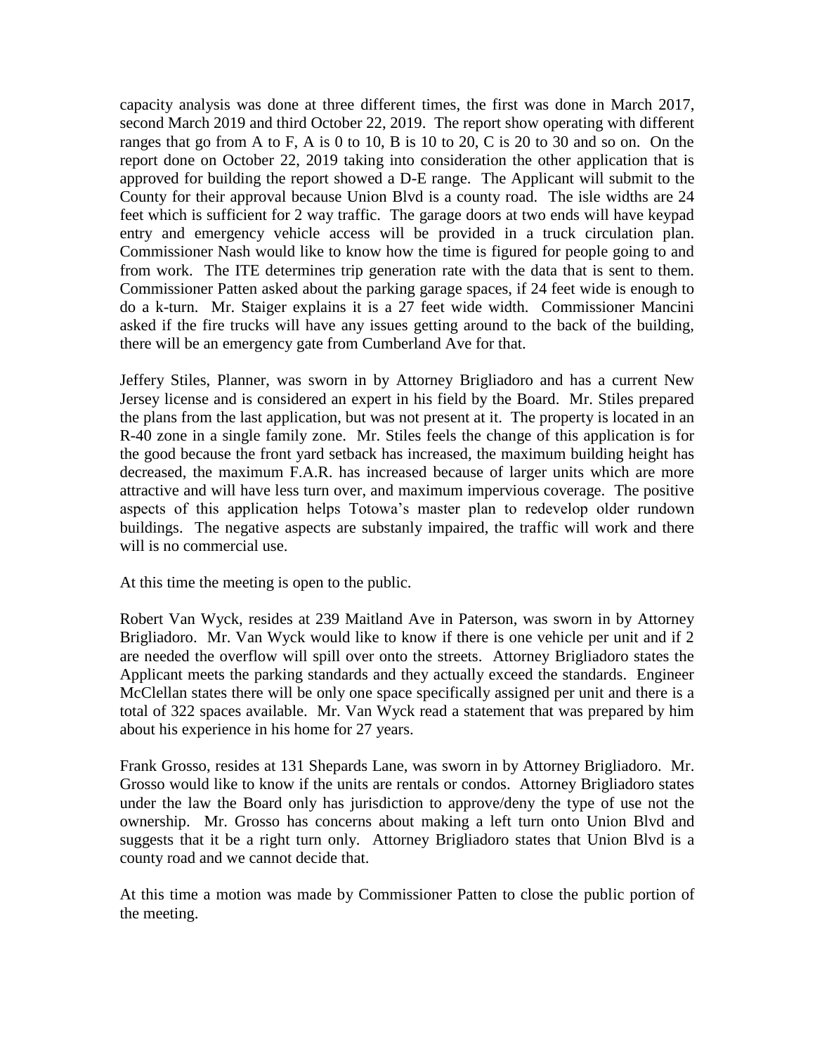capacity analysis was done at three different times, the first was done in March 2017, second March 2019 and third October 22, 2019. The report show operating with different ranges that go from A to F, A is 0 to 10, B is 10 to 20, C is 20 to 30 and so on. On the report done on October 22, 2019 taking into consideration the other application that is approved for building the report showed a D-E range. The Applicant will submit to the County for their approval because Union Blvd is a county road. The isle widths are 24 feet which is sufficient for 2 way traffic. The garage doors at two ends will have keypad entry and emergency vehicle access will be provided in a truck circulation plan. Commissioner Nash would like to know how the time is figured for people going to and from work. The ITE determines trip generation rate with the data that is sent to them. Commissioner Patten asked about the parking garage spaces, if 24 feet wide is enough to do a k-turn. Mr. Staiger explains it is a 27 feet wide width. Commissioner Mancini asked if the fire trucks will have any issues getting around to the back of the building, there will be an emergency gate from Cumberland Ave for that.

Jeffery Stiles, Planner, was sworn in by Attorney Brigliadoro and has a current New Jersey license and is considered an expert in his field by the Board. Mr. Stiles prepared the plans from the last application, but was not present at it. The property is located in an R-40 zone in a single family zone. Mr. Stiles feels the change of this application is for the good because the front yard setback has increased, the maximum building height has decreased, the maximum F.A.R. has increased because of larger units which are more attractive and will have less turn over, and maximum impervious coverage. The positive aspects of this application helps Totowa's master plan to redevelop older rundown buildings. The negative aspects are substanly impaired, the traffic will work and there will is no commercial use.

At this time the meeting is open to the public.

Robert Van Wyck, resides at 239 Maitland Ave in Paterson, was sworn in by Attorney Brigliadoro. Mr. Van Wyck would like to know if there is one vehicle per unit and if 2 are needed the overflow will spill over onto the streets. Attorney Brigliadoro states the Applicant meets the parking standards and they actually exceed the standards. Engineer McClellan states there will be only one space specifically assigned per unit and there is a total of 322 spaces available. Mr. Van Wyck read a statement that was prepared by him about his experience in his home for 27 years.

Frank Grosso, resides at 131 Shepards Lane, was sworn in by Attorney Brigliadoro. Mr. Grosso would like to know if the units are rentals or condos. Attorney Brigliadoro states under the law the Board only has jurisdiction to approve/deny the type of use not the ownership. Mr. Grosso has concerns about making a left turn onto Union Blvd and suggests that it be a right turn only. Attorney Brigliadoro states that Union Blvd is a county road and we cannot decide that.

At this time a motion was made by Commissioner Patten to close the public portion of the meeting.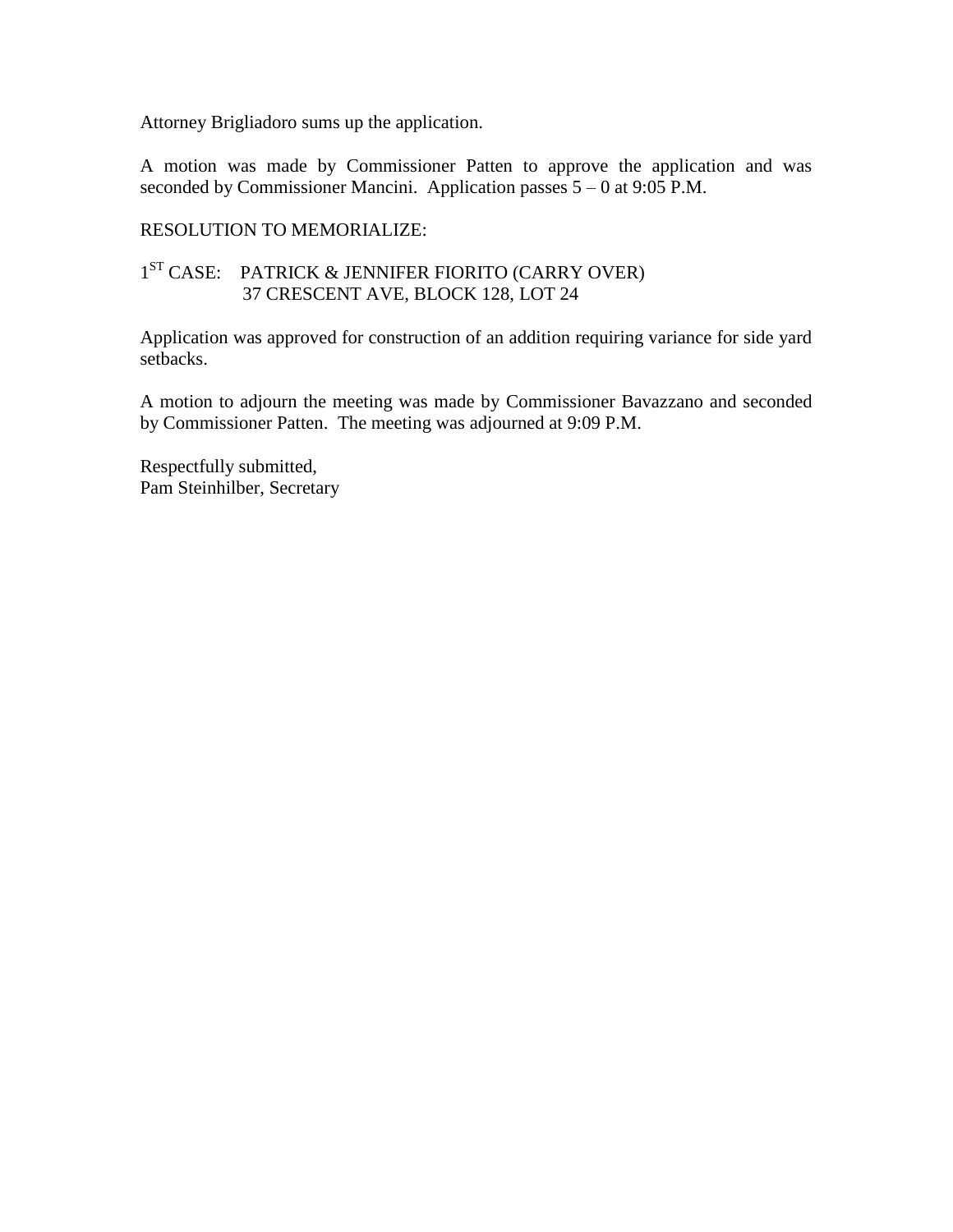Attorney Brigliadoro sums up the application.

A motion was made by Commissioner Patten to approve the application and was seconded by Commissioner Mancini. Application passes 5 – 0 at 9:05 P.M.

RESOLUTION TO MEMORIALIZE:

1ST CASE: PATRICK & JENNIFER FIORITO (CARRY OVER)
37 CRESCENT AVE, BLOCK 128, LOT 24

Application was approved for construction of an addition requiring variance for side yard setbacks.

A motion to adjourn the meeting was made by Commissioner Bavazzano and seconded by Commissioner Patten. The meeting was adjourned at 9:09 P.M.

Respectfully submitted,
Pam Steinhilber, Secretary